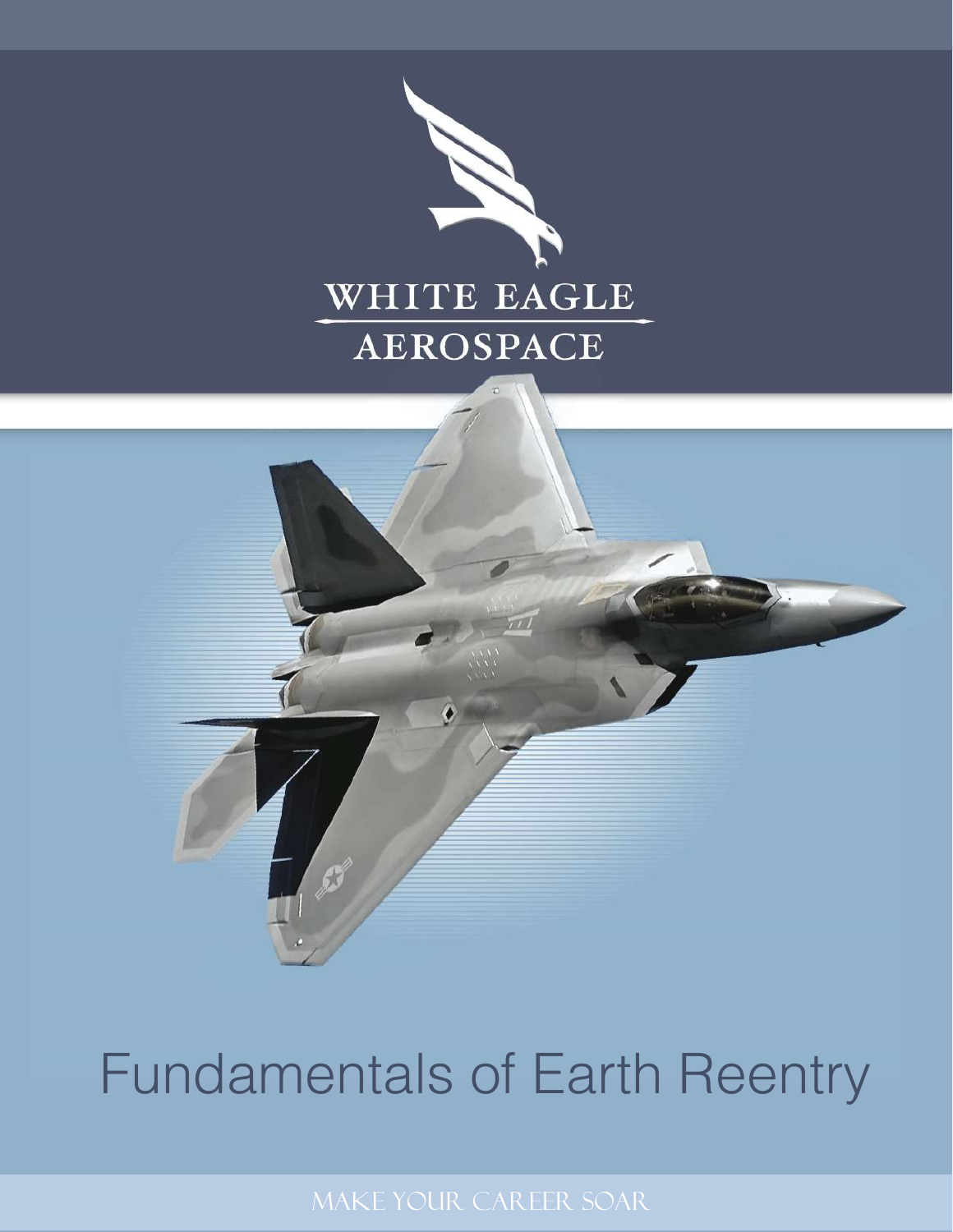WHITE EAGLE
AEROSPACE

# Fundamentals of Earth Reentry

MAKE YOUR CAREER SOAR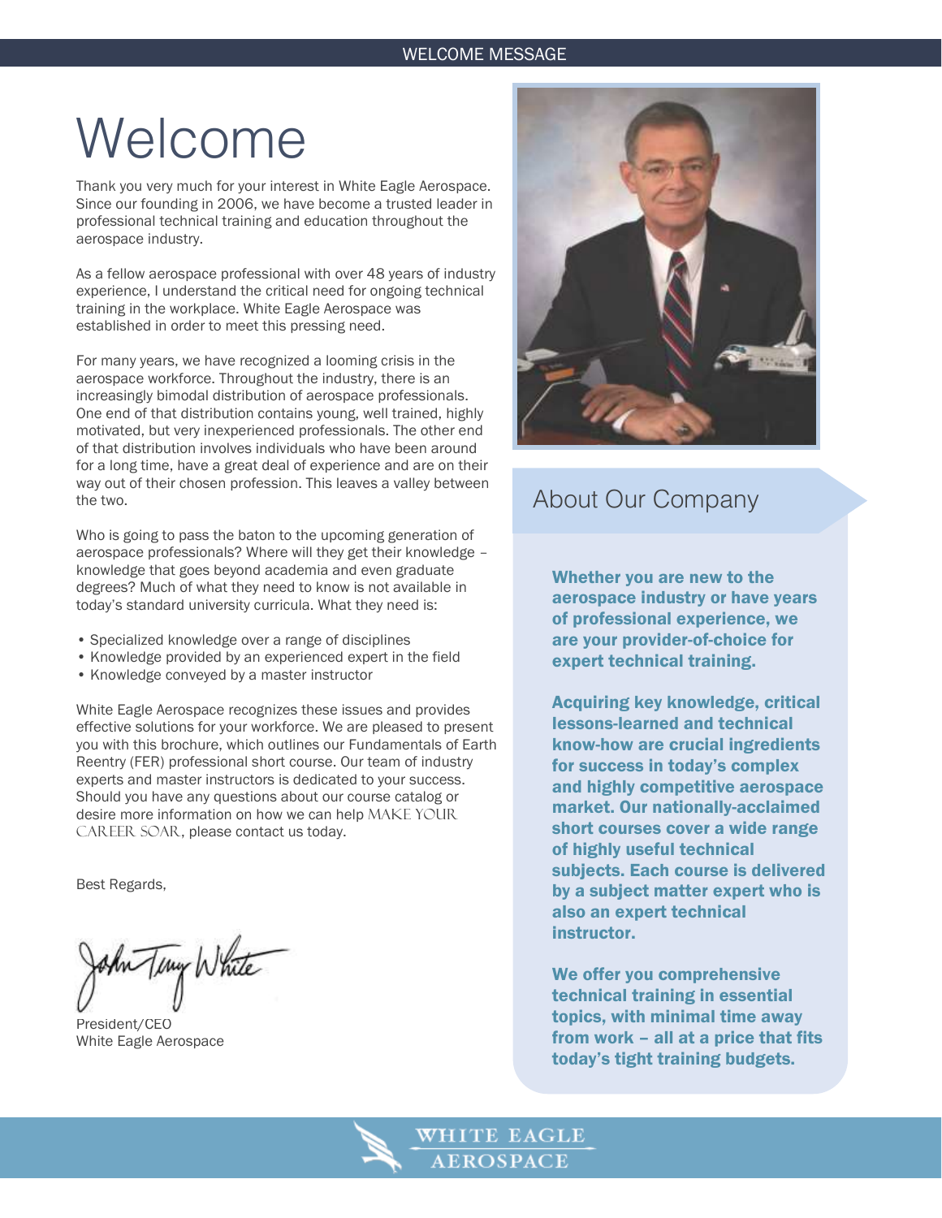# Welcome

Thank you very much for your interest in White Eagle Aerospace. Since our founding in 2006, we have become a trusted leader in professional technical training and education throughout the aerospace industry.

As a fellow aerospace professional with over 48 years of industry experience, I understand the critical need for ongoing technical training in the workplace. White Eagle Aerospace was established in order to meet this pressing need.

For many years, we have recognized a looming crisis in the aerospace workforce. Throughout the industry, there is an increasingly bimodal distribution of aerospace professionals. One end of that distribution contains young, well trained, highly motivated, but very inexperienced professionals. The other end of that distribution involves individuals who have been around for a long time, have a great deal of experience and are on their way out of their chosen profession. This leaves a valley between the two.

Who is going to pass the baton to the upcoming generation of aerospace professionals? Where will they get their knowledge – knowledge that goes beyond academia and even graduate degrees? Much of what they need to know is not available in today's standard university curricula. What they need is:

- Specialized knowledge over a range of disciplines
- Knowledge provided by an experienced expert in the field
- Knowledge conveyed by a master instructor

White Eagle Aerospace recognizes these issues and provides effective solutions for your workforce. We are pleased to present you with this brochure, which outlines our Fundamentals of Earth Reentry (FER) professional short course. Our team of industry experts and master instructors is dedicated to your success. Should you have any questions about our course catalog or desire more information on how we can help MAKE YOUR CAREER SOAR, please contact us today.

Best Regards,

John Terry White

President/CEO
White Eagle Aerospace

## About Our Company

**Whether you are new to the aerospace industry or have years of professional experience, we are your provider-of-choice for expert technical training.**

**Acquiring key knowledge, critical lessons-learned and technical know-how are crucial ingredients for success in today's complex and highly competitive aerospace market. Our nationally-acclaimed short courses cover a wide range of highly useful technical subjects. Each course is delivered by a subject matter expert who is also an expert technical instructor.**

**We offer you comprehensive technical training in essential topics, with minimal time away from work – all at a price that fits today's tight training budgets.**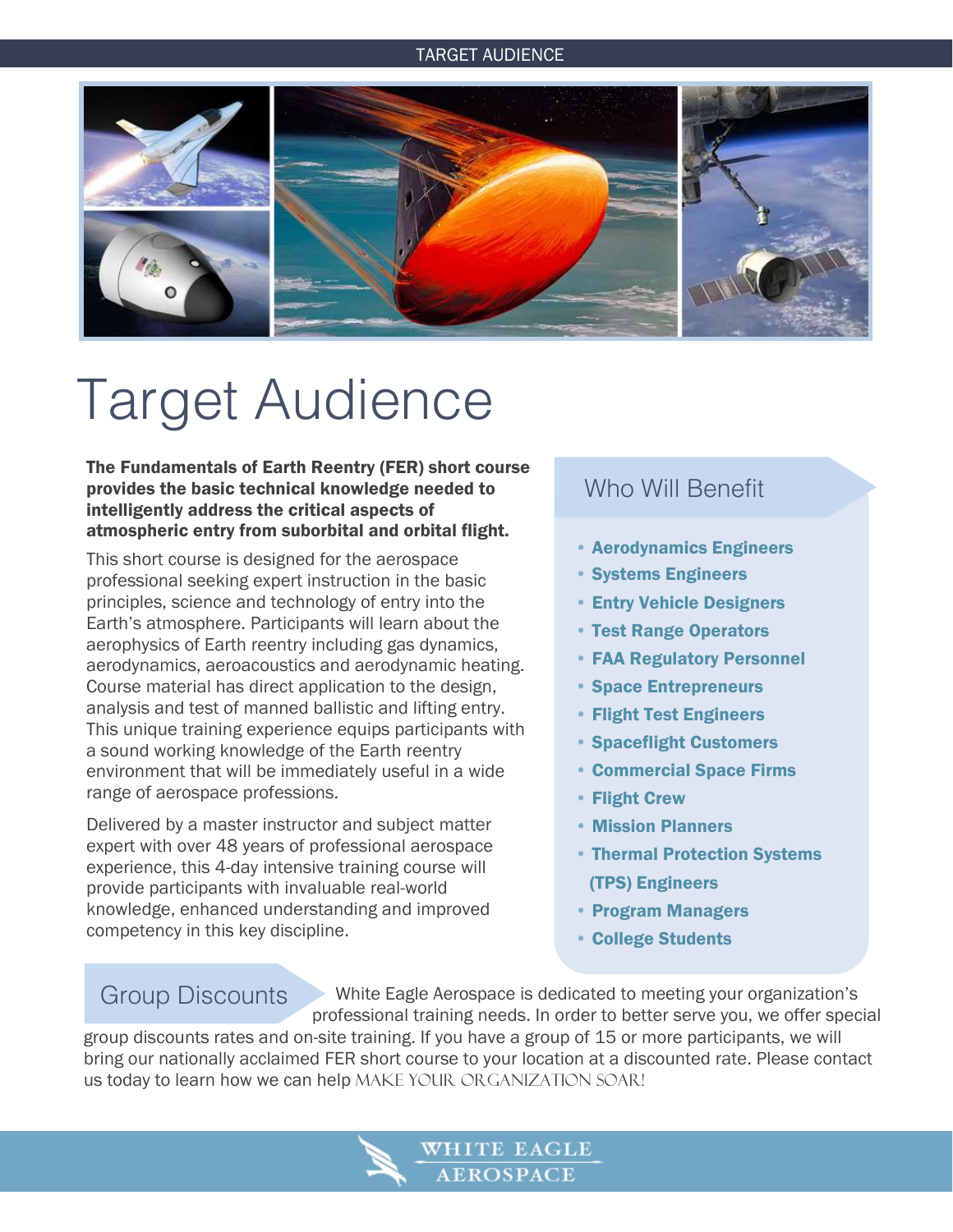# Target Audience

**The Fundamentals of Earth Reentry (FER) short course provides the basic technical knowledge needed to intelligently address the critical aspects of atmospheric entry from suborbital and orbital flight.**

This short course is designed for the aerospace professional seeking expert instruction in the basic principles, science and technology of entry into the Earth's atmosphere. Participants will learn about the aerophysics of Earth reentry including gas dynamics, aerodynamics, aeroacoustics and aerodynamic heating. Course material has direct application to the design, analysis and test of manned ballistic and lifting entry. This unique training experience equips participants with a sound working knowledge of the Earth reentry environment that will be immediately useful in a wide range of aerospace professions.

Delivered by a master instructor and subject matter expert with over 48 years of professional aerospace experience, this 4-day intensive training course will provide participants with invaluable real-world knowledge, enhanced understanding and improved competency in this key discipline.

## Who Will Benefit

- **Aerodynamics Engineers**
- **Systems Engineers**
- **Entry Vehicle Designers**
- **Test Range Operators**
- **FAA Regulatory Personnel**
- **Space Entrepreneurs**
- **Flight Test Engineers**
- **Spaceflight Customers**
- **Commercial Space Firms**
- **Flight Crew**
- **Mission Planners**
- **Thermal Protection Systems (TPS) Engineers**
- **Program Managers**
- **College Students**

## Group Discounts

White Eagle Aerospace is dedicated to meeting your organization's professional training needs. In order to better serve you, we offer special group discounts rates and on-site training. If you have a group of 15 or more participants, we will bring our nationally acclaimed FER short course to your location at a discounted rate. Please contact us today to learn how we can help MAKE YOUR ORGANIZATION SOAR!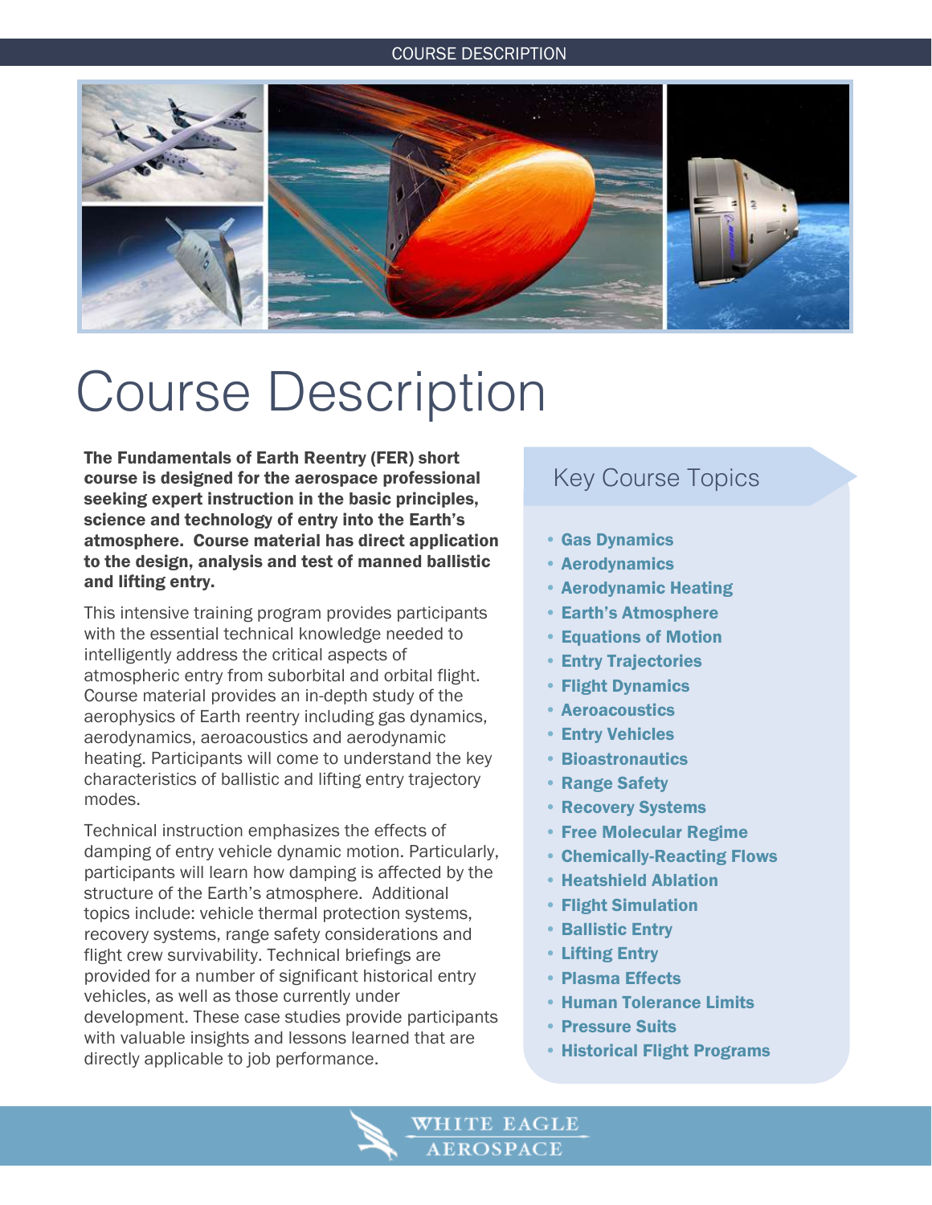// COURSE DESCRIPTION

# Course Description

**The Fundamentals of Earth Reentry (FER) short course is designed for the aerospace professional seeking expert instruction in the basic principles, science and technology of entry into the Earth's atmosphere. Course material has direct application to the design, analysis and test of manned ballistic and lifting entry.**

This intensive training program provides participants with the essential technical knowledge needed to intelligently address the critical aspects of atmospheric entry from suborbital and orbital flight. Course material provides an in-depth study of the aerophysics of Earth reentry including gas dynamics, aerodynamics, aeroacoustics and aerodynamic heating. Participants will come to understand the key characteristics of ballistic and lifting entry trajectory modes.

Technical instruction emphasizes the effects of damping of entry vehicle dynamic motion. Particularly, participants will learn how damping is affected by the structure of the Earth's atmosphere. Additional topics include: vehicle thermal protection systems, recovery systems, range safety considerations and flight crew survivability. Technical briefings are provided for a number of significant historical entry vehicles, as well as those currently under development. These case studies provide participants with valuable insights and lessons learned that are directly applicable to job performance.

## Key Course Topics

- **Gas Dynamics**
- **Aerodynamics**
- **Aerodynamic Heating**
- **Earth's Atmosphere**
- **Equations of Motion**
- **Entry Trajectories**
- **Flight Dynamics**
- **Aeroacoustics**
- **Entry Vehicles**
- **Bioastronautics**
- **Range Safety**
- **Recovery Systems**
- **Free Molecular Regime**
- **Chemically-Reacting Flows**
- **Heatshield Ablation**
- **Flight Simulation**
- **Ballistic Entry**
- **Lifting Entry**
- **Plasma Effects**
- **Human Tolerance Limits**
- **Pressure Suits**
- **Historical Flight Programs**

WHITE EAGLE AEROSPACE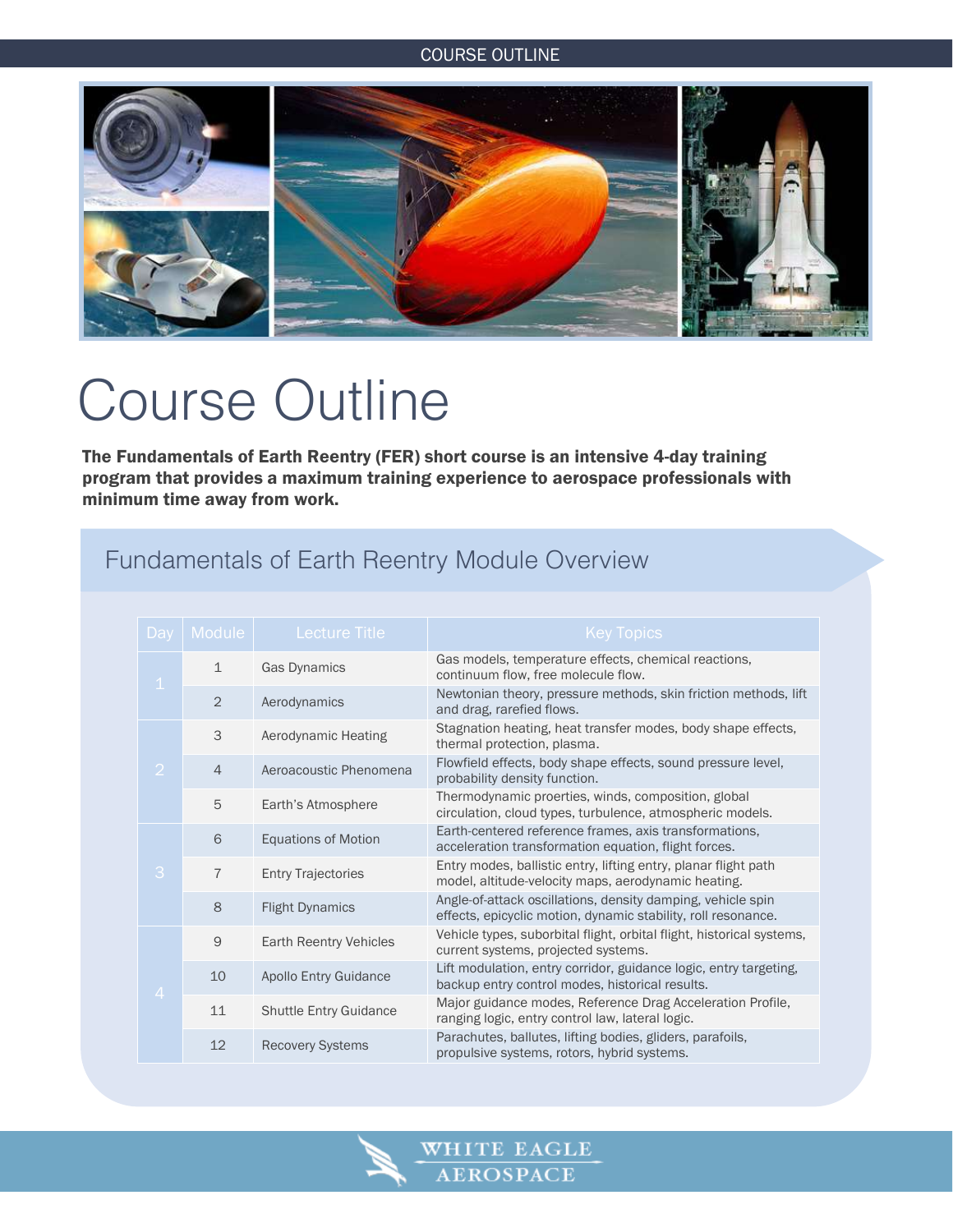# Course Outline

**The Fundamentals of Earth Reentry (FER) short course is an intensive 4-day training program that provides a maximum training experience to aerospace professionals with minimum time away from work.**

## Fundamentals of Earth Reentry Module Overview

| Day | Module | Lecture Title | Key Topics |
|---|---|---|---|
| 1 | 1 | Gas Dynamics | Gas models, temperature effects, chemical reactions, continuum flow, free molecule flow. |
| | 2 | Aerodynamics | Newtonian theory, pressure methods, skin friction methods, lift and drag, rarefied flows. |
| 2 | 3 | Aerodynamic Heating | Stagnation heating, heat transfer modes, body shape effects, thermal protection, plasma. |
| | 4 | Aeroacoustic Phenomena | Flowfield effects, body shape effects, sound pressure level, probability density function. |
| | 5 | Earth's Atmosphere | Thermodynamic proerties, winds, composition, global circulation, cloud types, turbulence, atmospheric models. |
| 3 | 6 | Equations of Motion | Earth-centered reference frames, axis transformations, acceleration transformation equation, flight forces. |
| | 7 | Entry Trajectories | Entry modes, ballistic entry, lifting entry, planar flight path model, altitude-velocity maps, aerodynamic heating. |
| | 8 | Flight Dynamics | Angle-of-attack oscillations, density damping, vehicle spin effects, epicyclic motion, dynamic stability, roll resonance. |
| 4 | 9 | Earth Reentry Vehicles | Vehicle types, suborbital flight, orbital flight, historical systems, current systems, projected systems. |
| | 10 | Apollo Entry Guidance | Lift modulation, entry corridor, guidance logic, entry targeting, backup entry control modes, historical results. |
| | 11 | Shuttle Entry Guidance | Major guidance modes, Reference Drag Acceleration Profile, ranging logic, entry control law, lateral logic. |
| | 12 | Recovery Systems | Parachutes, ballutes, lifting bodies, gliders, parafoils, propulsive systems, rotors, hybrid systems. |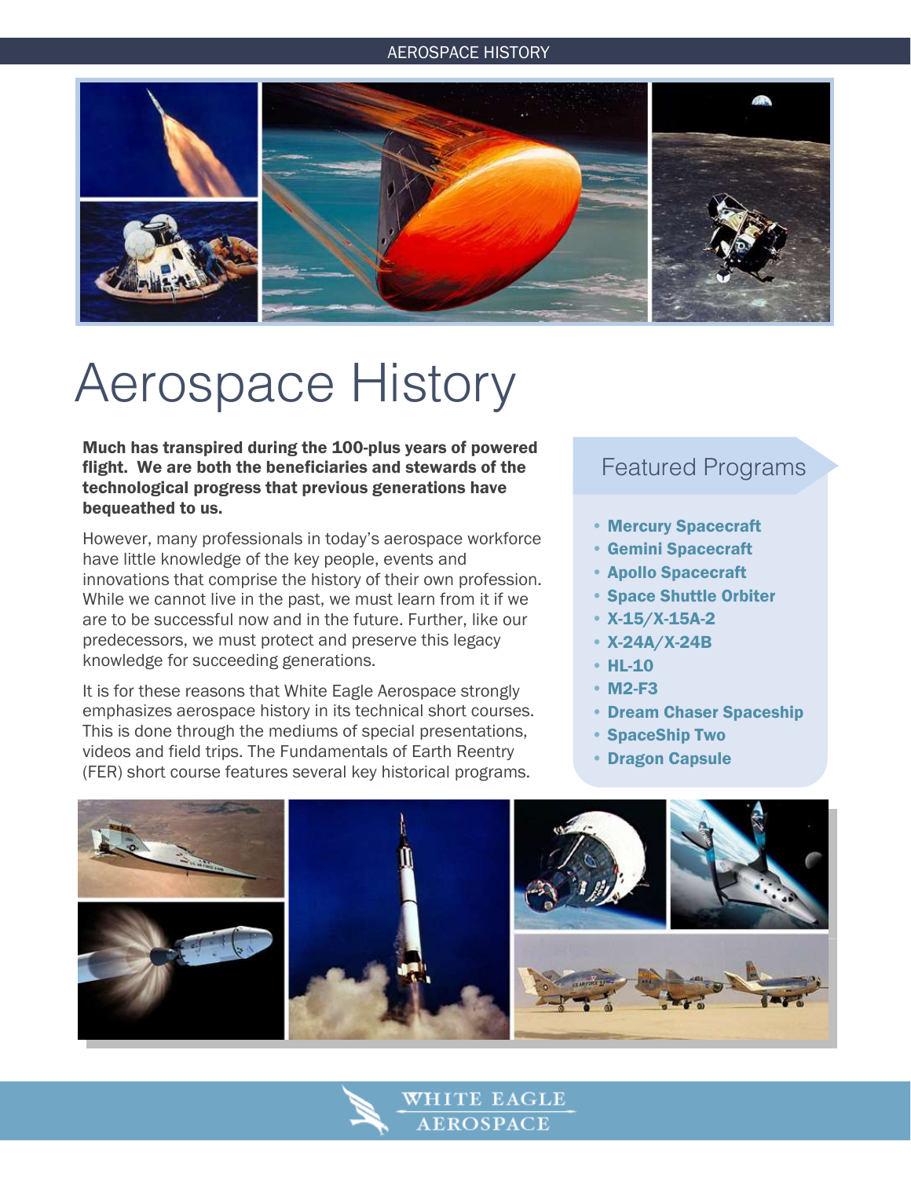# Aerospace History

**Much has transpired during the 100-plus years of powered flight. We are both the beneficiaries and stewards of the technological progress that previous generations have bequeathed to us.**

However, many professionals in today's aerospace workforce have little knowledge of the key people, events and innovations that comprise the history of their own profession. While we cannot live in the past, we must learn from it if we are to be successful now and in the future. Further, like our predecessors, we must protect and preserve this legacy knowledge for succeeding generations.

It is for these reasons that White Eagle Aerospace strongly emphasizes aerospace history in its technical short courses. This is done through the mediums of special presentations, videos and field trips. The Fundamentals of Earth Reentry (FER) short course features several key historical programs.

## Featured Programs

- **Mercury Spacecraft**
- **Gemini Spacecraft**
- **Apollo Spacecraft**
- **Space Shuttle Orbiter**
- **X-15/X-15A-2**
- **X-24A/X-24B**
- **HL-10**
- **M2-F3**
- **Dream Chaser Spaceship**
- **SpaceShip Two**
- **Dragon Capsule**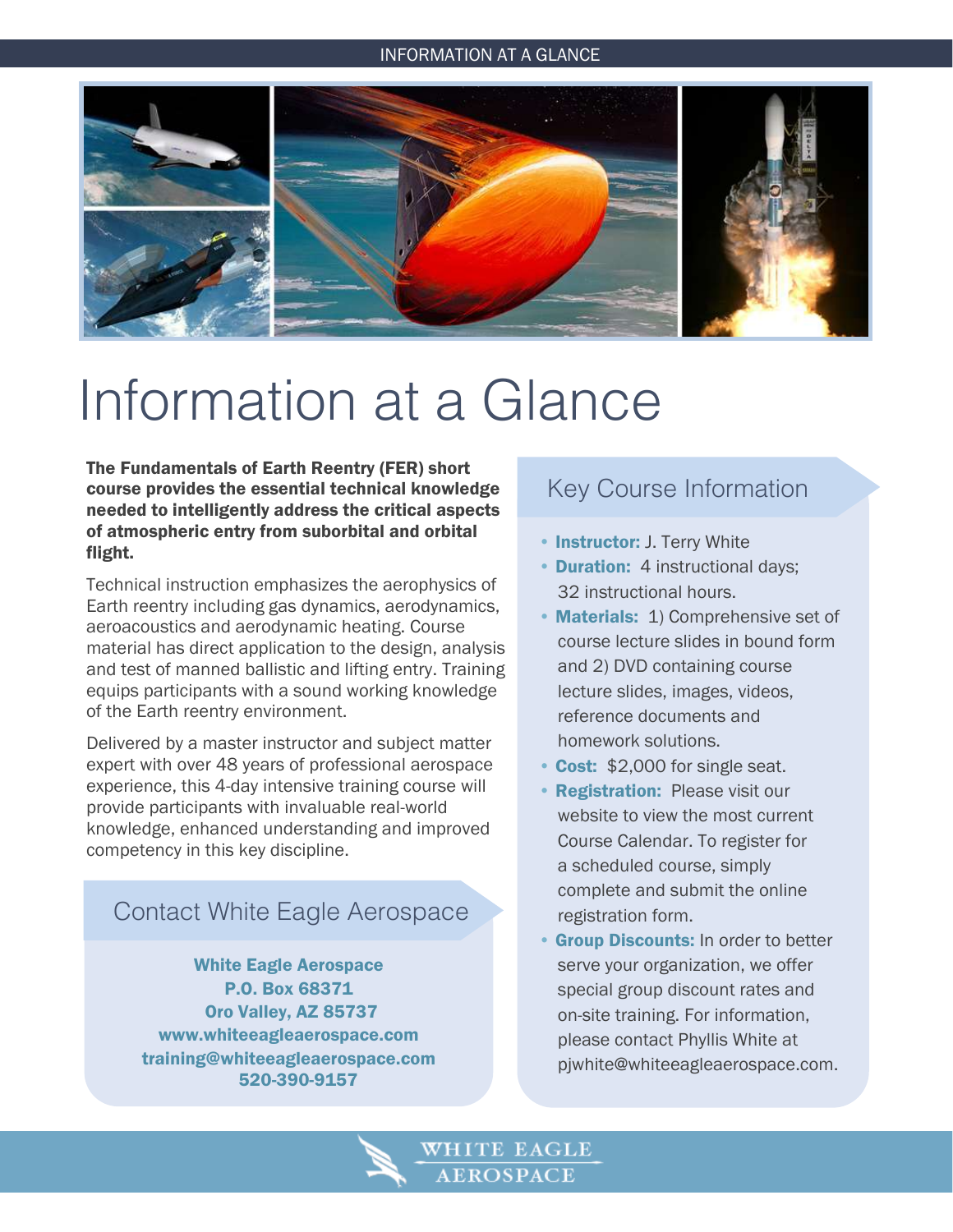# Information at a Glance

**The Fundamentals of Earth Reentry (FER) short course provides the essential technical knowledge needed to intelligently address the critical aspects of atmospheric entry from suborbital and orbital flight.**

Technical instruction emphasizes the aerophysics of Earth reentry including gas dynamics, aerodynamics, aeroacoustics and aerodynamic heating. Course material has direct application to the design, analysis and test of manned ballistic and lifting entry. Training equips participants with a sound working knowledge of the Earth reentry environment.

Delivered by a master instructor and subject matter expert with over 48 years of professional aerospace experience, this 4-day intensive training course will provide participants with invaluable real-world knowledge, enhanced understanding and improved competency in this key discipline.

## Contact White Eagle Aerospace

**White Eagle Aerospace**
**P.O. Box 68371**
**Oro Valley, AZ 85737**
**www.whiteeagleaerospace.com**
**training@whiteeagleaerospace.com**
**520-390-9157**

## Key Course Information

- **Instructor:** J. Terry White
- **Duration:** 4 instructional days; 32 instructional hours.
- **Materials:** 1) Comprehensive set of course lecture slides in bound form and 2) DVD containing course lecture slides, images, videos, reference documents and homework solutions.
- **Cost:** $2,000 for single seat.
- **Registration:** Please visit our website to view the most current Course Calendar. To register for a scheduled course, simply complete and submit the online registration form.
- **Group Discounts:** In order to better serve your organization, we offer special group discount rates and on-site training. For information, please contact Phyllis White at pjwhite@whiteeagleaerospace.com.

WHITE EAGLE AEROSPACE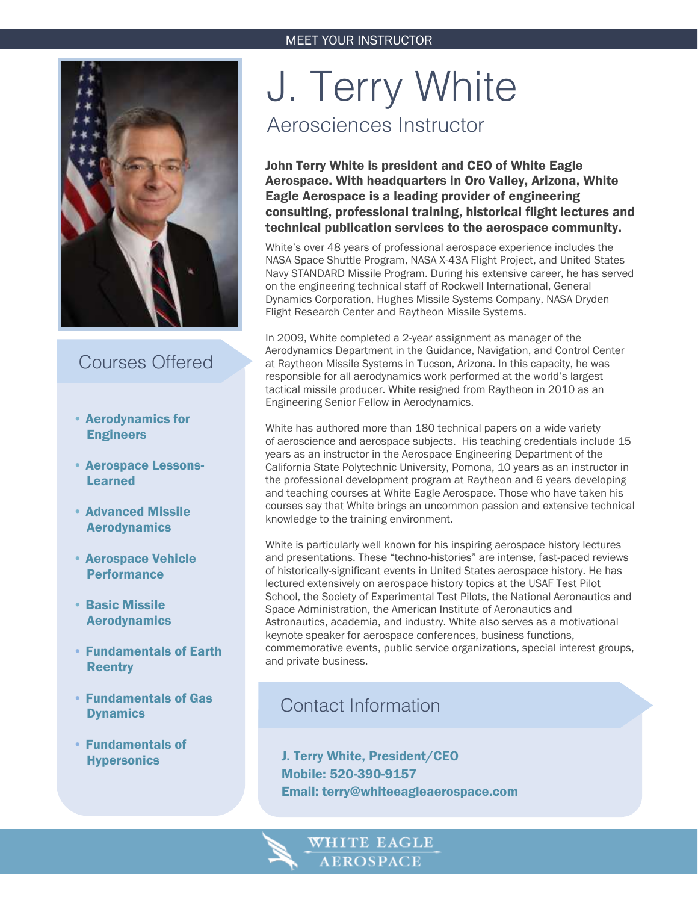MEET YOUR INSTRUCTOR

# J. Terry White

## Aerosciences Instructor

**John Terry White is president and CEO of White Eagle Aerospace. With headquarters in Oro Valley, Arizona, White Eagle Aerospace is a leading provider of engineering consulting, professional training, historical flight lectures and technical publication services to the aerospace community.**

White's over 48 years of professional aerospace experience includes the NASA Space Shuttle Program, NASA X-43A Flight Project, and United States Navy STANDARD Missile Program. During his extensive career, he has served on the engineering technical staff of Rockwell International, General Dynamics Corporation, Hughes Missile Systems Company, NASA Dryden Flight Research Center and Raytheon Missile Systems.

In 2009, White completed a 2-year assignment as manager of the Aerodynamics Department in the Guidance, Navigation, and Control Center at Raytheon Missile Systems in Tucson, Arizona. In this capacity, he was responsible for all aerodynamics work performed at the world's largest tactical missile producer. White resigned from Raytheon in 2010 as an Engineering Senior Fellow in Aerodynamics.

White has authored more than 180 technical papers on a wide variety of aeroscience and aerospace subjects. His teaching credentials include 15 years as an instructor in the Aerospace Engineering Department of the California State Polytechnic University, Pomona, 10 years as an instructor in the professional development program at Raytheon and 6 years developing and teaching courses at White Eagle Aerospace. Those who have taken his courses say that White brings an uncommon passion and extensive technical knowledge to the training environment.

White is particularly well known for his inspiring aerospace history lectures and presentations. These "techno-histories" are intense, fast-paced reviews of historically-significant events in United States aerospace history. He has lectured extensively on aerospace history topics at the USAF Test Pilot School, the Society of Experimental Test Pilots, the National Aeronautics and Space Administration, the American Institute of Aeronautics and Astronautics, academia, and industry. White also serves as a motivational keynote speaker for aerospace conferences, business functions, commemorative events, public service organizations, special interest groups, and private business.

## Courses Offered

- **Aerodynamics for Engineers**
- **Aerospace Lessons-Learned**
- **Advanced Missile Aerodynamics**
- **Aerospace Vehicle Performance**
- **Basic Missile Aerodynamics**
- **Fundamentals of Earth Reentry**
- **Fundamentals of Gas Dynamics**
- **Fundamentals of Hypersonics**

## Contact Information

**J. Terry White, President/CEO**
**Mobile: 520-390-9157**
**Email: terry@whiteeagleaerospace.com**

WHITE EAGLE AEROSPACE